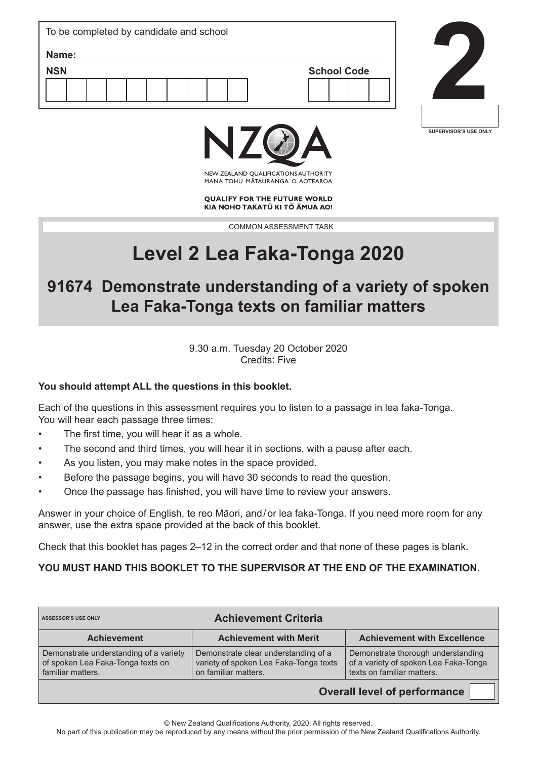To be completed by candidate and school

**Name:**

**NSN**

**School Code**

**2**

SUPERVISOR'S USE ONLY

NZQA

NEW ZEALAND QUALIFICATIONS AUTHORITY
MANA TOHU MĀTAURANGA O AOTEAROA

**QUALIFY FOR THE FUTURE WORLD**
**KIA NOHO TAKATŪ KI TŌ ĀMUA AO!**

COMMON ASSESSMENT TASK

# Level 2 Lea Faka-Tonga 2020

## 91674 Demonstrate understanding of a variety of spoken Lea Faka-Tonga texts on familiar matters

9.30 a.m. Tuesday 20 October 2020
Credits: Five

**You should attempt ALL the questions in this booklet.**

Each of the questions in this assessment requires you to listen to a passage in lea faka-Tonga. You will hear each passage three times:

- The first time, you will hear it as a whole.
- The second and third times, you will hear it in sections, with a pause after each.
- As you listen, you may make notes in the space provided.
- Before the passage begins, you will have 30 seconds to read the question.
- Once the passage has finished, you will have time to review your answers.

Answer in your choice of English, te reo Māori, and / or lea faka-Tonga. If you need more room for any answer, use the extra space provided at the back of this booklet.

Check that this booklet has pages 2–12 in the correct order and that none of these pages is blank.

**YOU MUST HAND THIS BOOKLET TO THE SUPERVISOR AT THE END OF THE EXAMINATION.**

| ASSESSOR'S USE ONLY | **Achievement Criteria** | |
|---|---|---|
| **Achievement** | **Achievement with Merit** | **Achievement with Excellence** |
| Demonstrate understanding of a variety of spoken Lea Faka-Tonga texts on familiar matters. | Demonstrate clear understanding of a variety of spoken Lea Faka-Tonga texts on familiar matters. | Demonstrate thorough understanding of a variety of spoken Lea Faka-Tonga texts on familiar matters. |
| | | **Overall level of performance** |

© New Zealand Qualifications Authority, 2020. All rights reserved.
No part of this publication may be reproduced by any means without the prior permission of the New Zealand Qualifications Authority.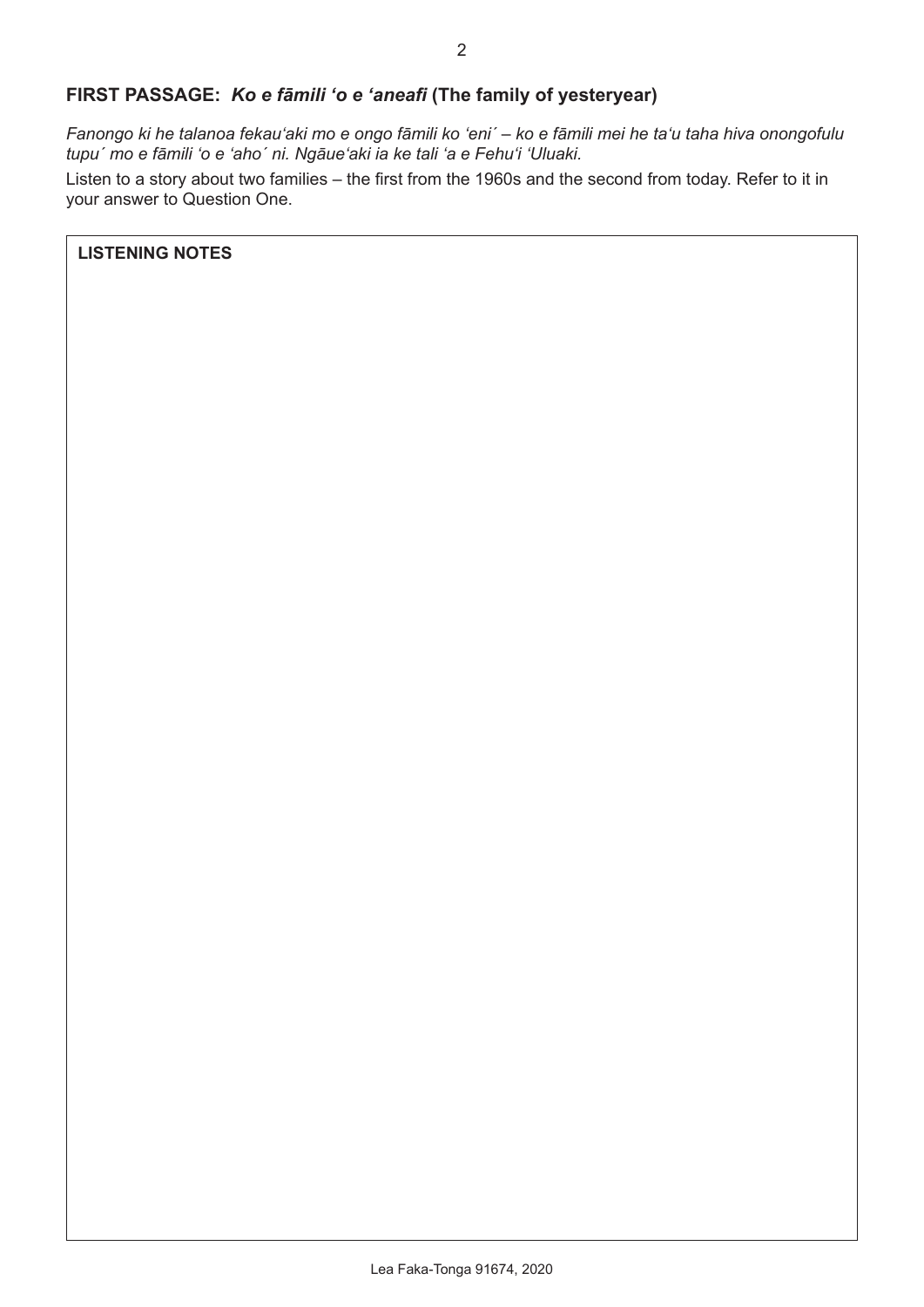## FIRST PASSAGE: *Ko e fāmili ʻo e ʻaneafi* (The family of yesteryear)

*Fanongo ki he talanoa fekauʻaki mo e ongo fāmili ko ʻeni´ – ko e fāmili mei he taʻu taha hiva onongofulu tupu´ mo e fāmili ʻo e ʻaho´ ni. Ngāueʻaki ia ke tali ʻa e Fehuʻi ʻUluaki.*

Listen to a story about two families – the first from the 1960s and the second from today. Refer to it in your answer to Question One.

**LISTENING NOTES**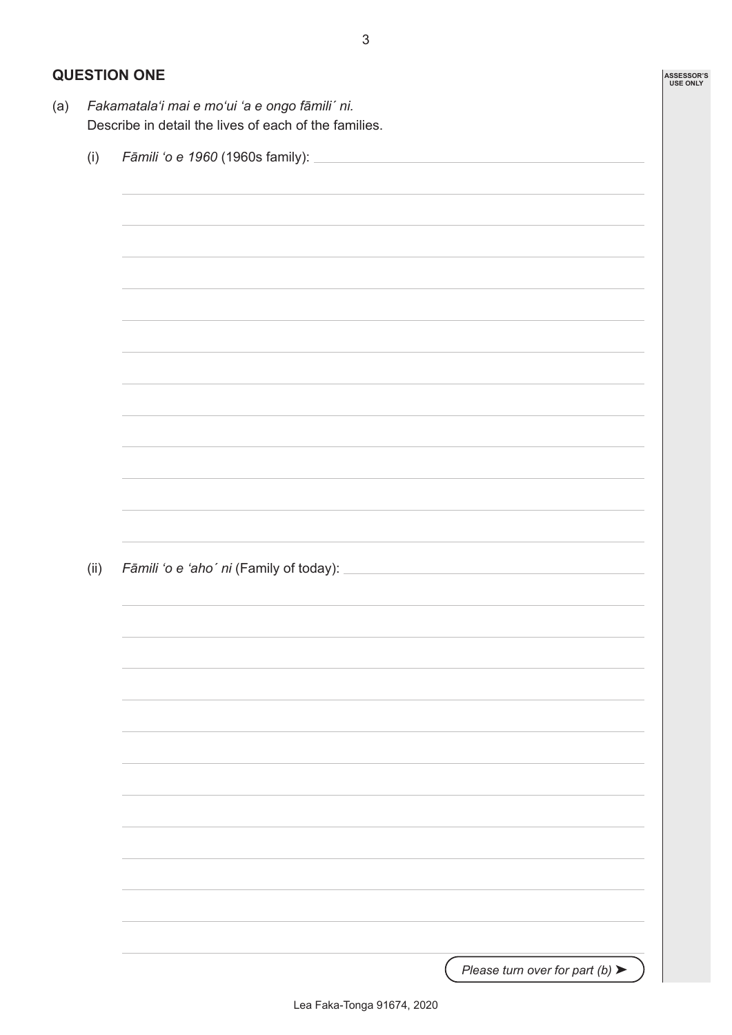## QUESTION ONE

(a) *Fakamatala'i mai e mo'ui 'a e ongo fāmili´ ni.*
Describe in detail the lives of each of the families.

(i) *Fāmili 'o e 1960* (1960s family):

(ii) *Fāmili 'o e 'aho´ ni* (Family of today):

*Please turn over for part (b)* ➤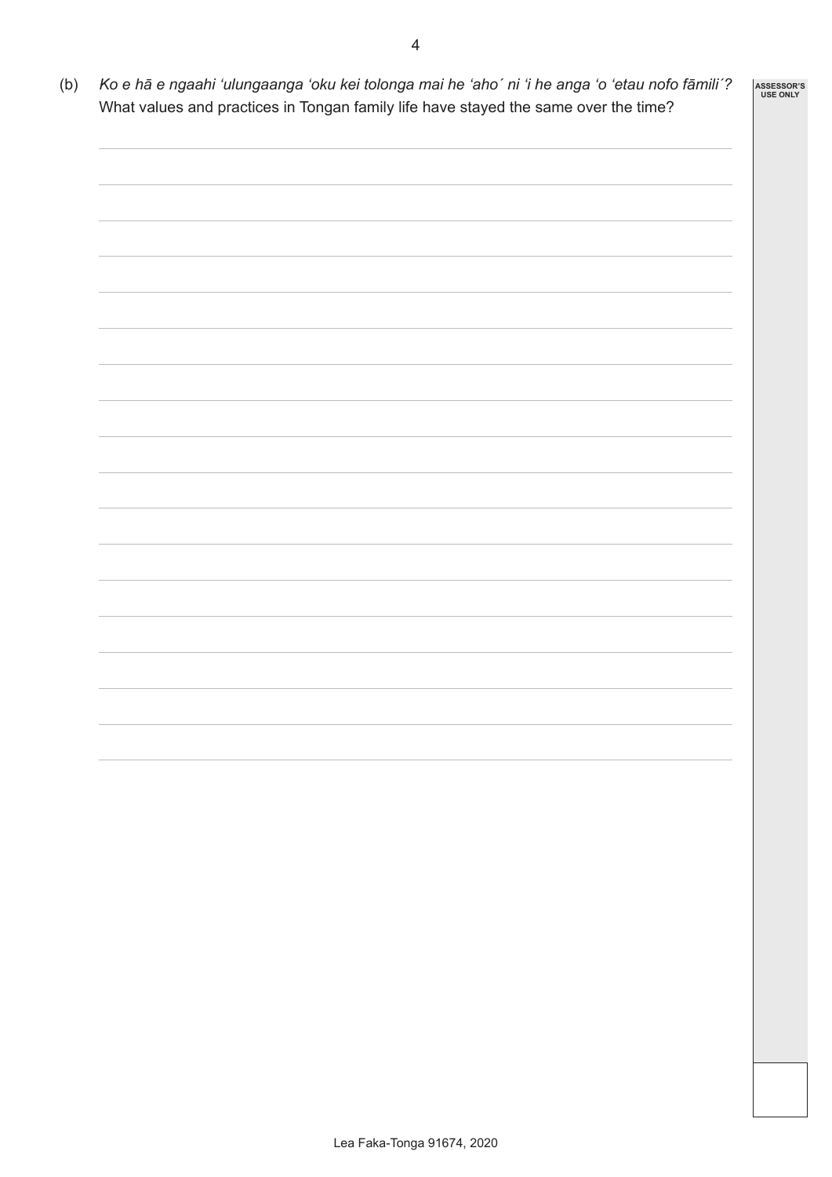(b) *Ko e hā e ngaahi ʻulungaanga ʻoku kei tolonga mai he ʻaho´ ni ʻi he anga ʻo ʻetau nofo fāmili´?*
What values and practices in Tongan family life have stayed the same over the time?

ASSESSOR'S USE ONLY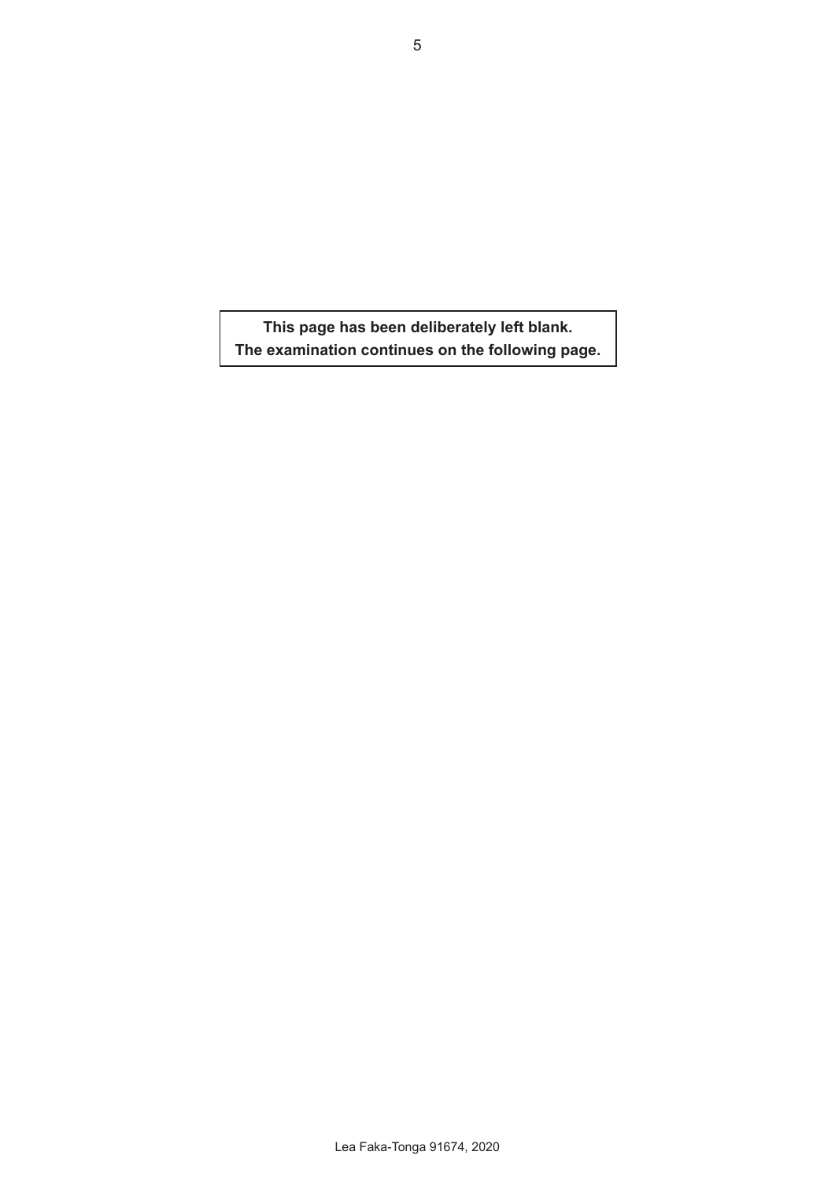**This page has been deliberately left blank.**
**The examination continues on the following page.**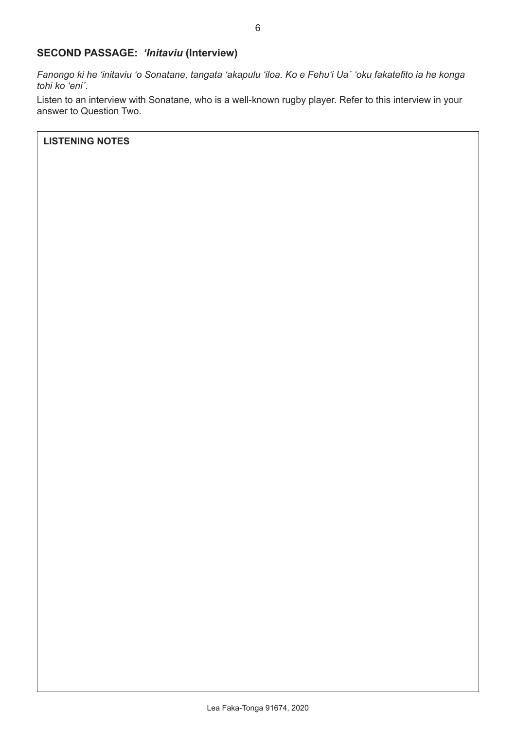## SECOND PASSAGE: *ʻInitaviu* (Interview)

*Fanongo ki he ʻinitaviu ʻo Sonatane, tangata ʻakapulu ʻiloa. Ko e Fehuʻi Ua´ ʻoku fakatefito ia he konga tohi ko ʻeni´.*

Listen to an interview with Sonatane, who is a well-known rugby player. Refer to this interview in your answer to Question Two.

**LISTENING NOTES**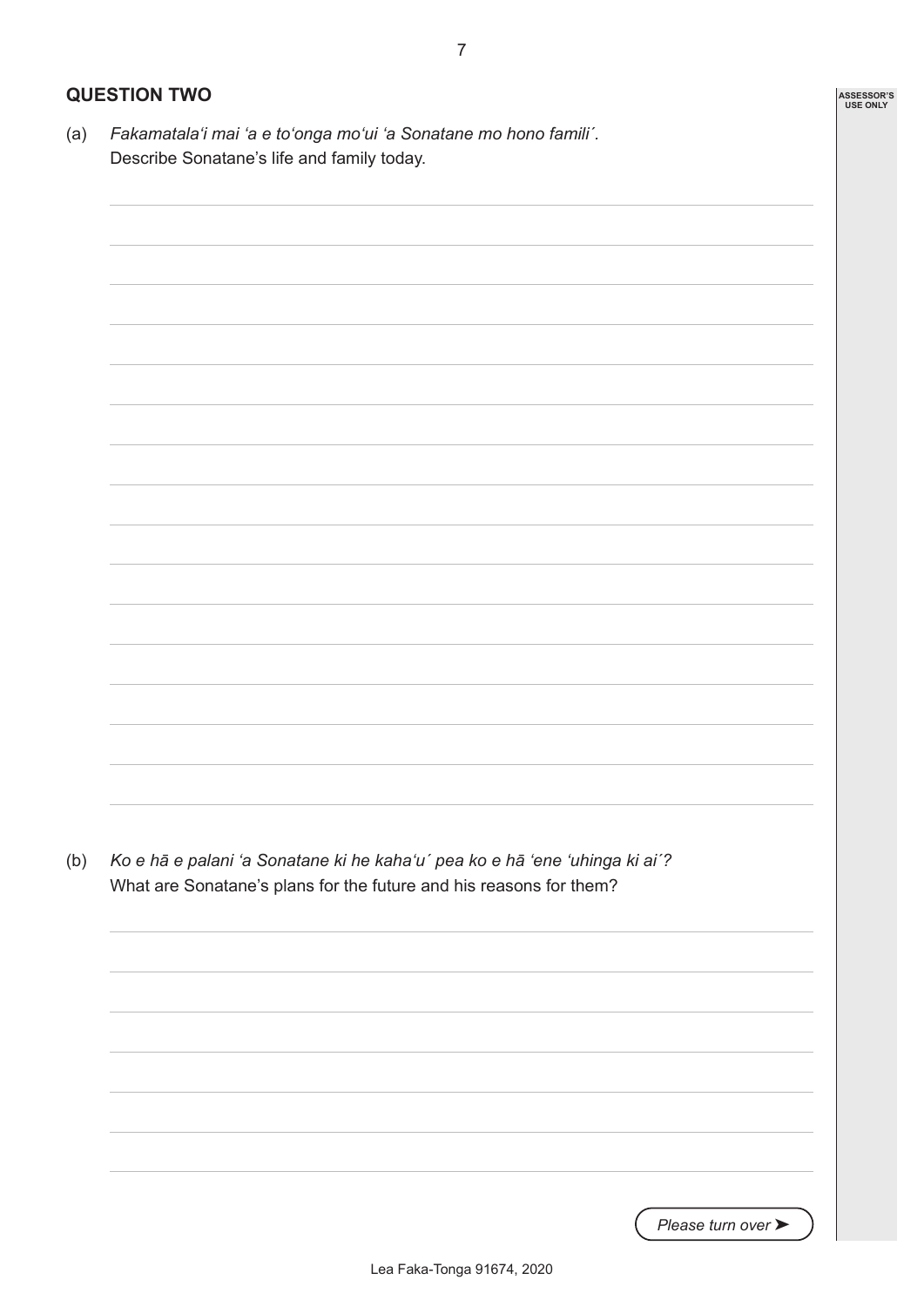## QUESTION TWO

(a) *Fakamatala'i mai 'a e to'onga mo'ui 'a Sonatane mo hono famili´.*
Describe Sonatane's life and family today.

(b) *Ko e hā e palani 'a Sonatane ki he kaha'u´ pea ko e hā 'ene 'uhinga ki ai´?*
What are Sonatane's plans for the future and his reasons for them?

*Please turn over ➤*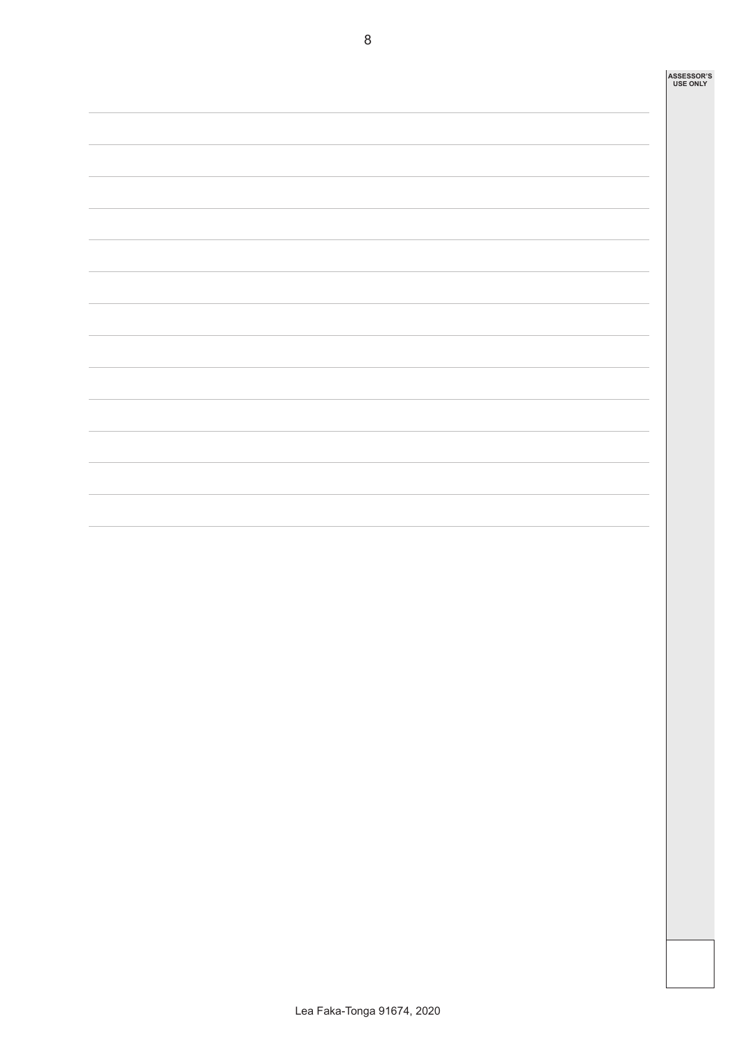ASSESSOR'S USE ONLY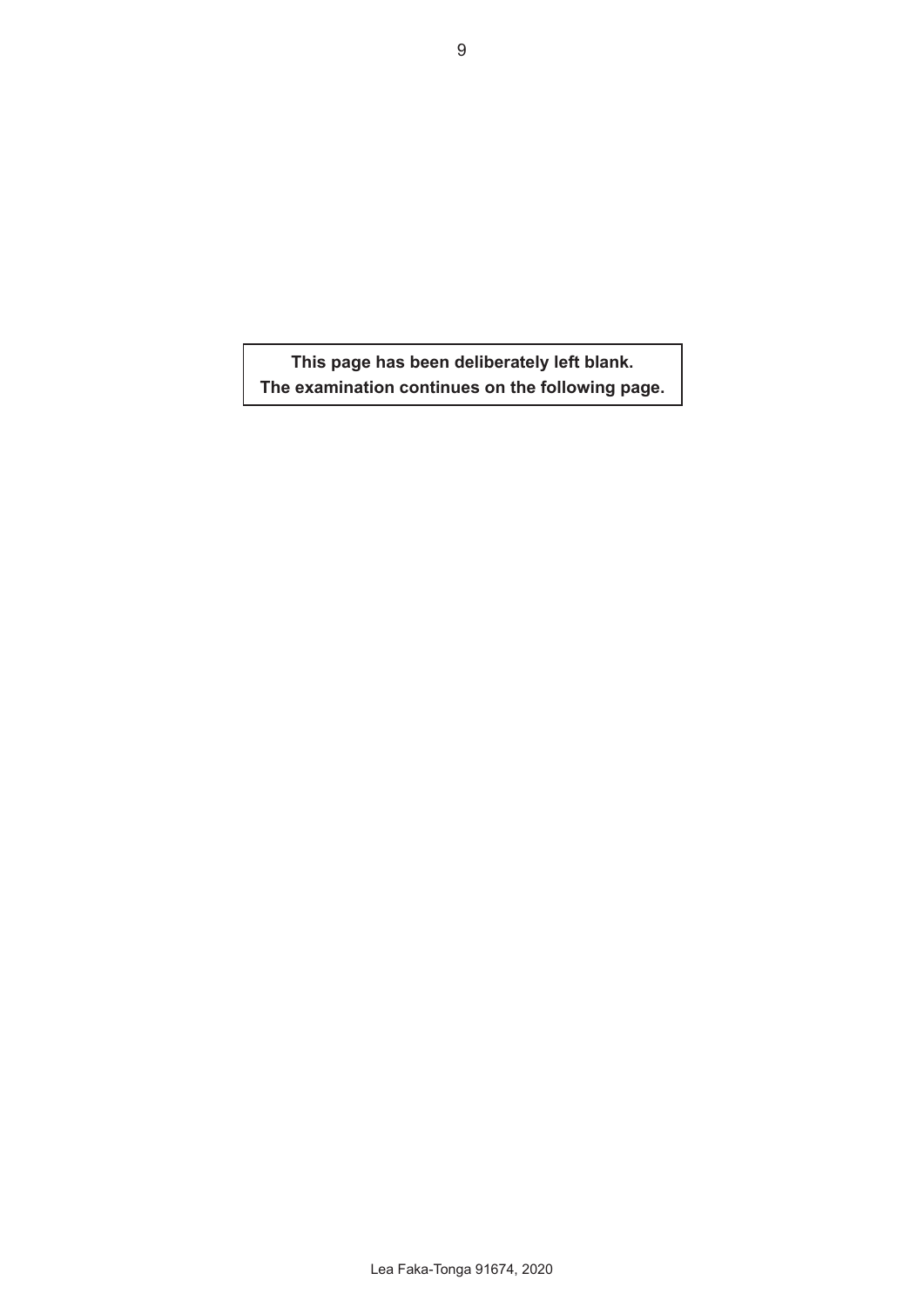**This page has been deliberately left blank.**
**The examination continues on the following page.**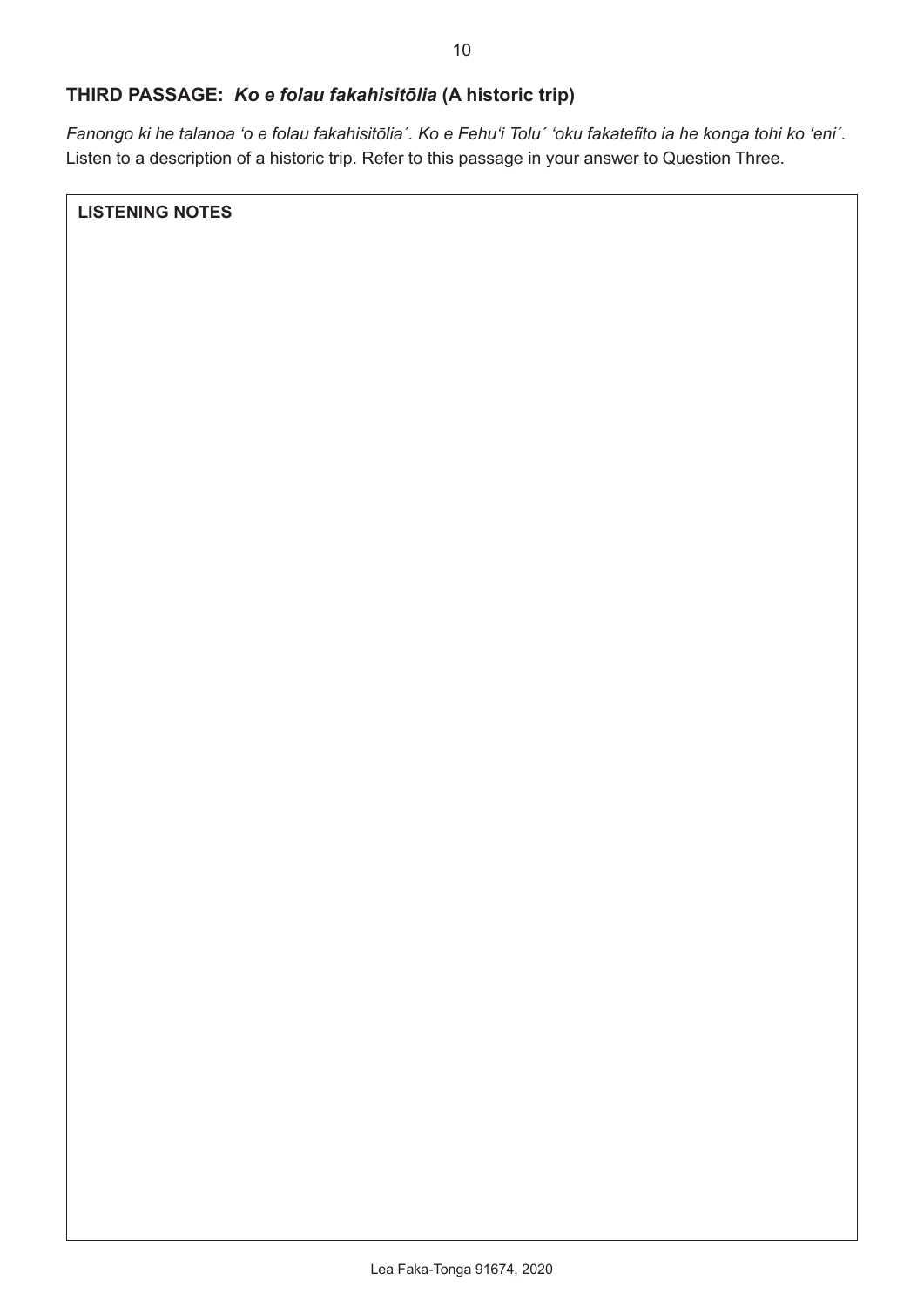## THIRD PASSAGE: *Ko e folau fakahisitōlia* (A historic trip)

*Fanongo ki he talanoa ʻo e folau fakahisitōlia´. Ko e Fehuʻi Tolu´ ʻoku fakatefito ia he konga tohi ko ʻeni´.*
Listen to a description of a historic trip. Refer to this passage in your answer to Question Three.

| LISTENING NOTES |
| --- |
| |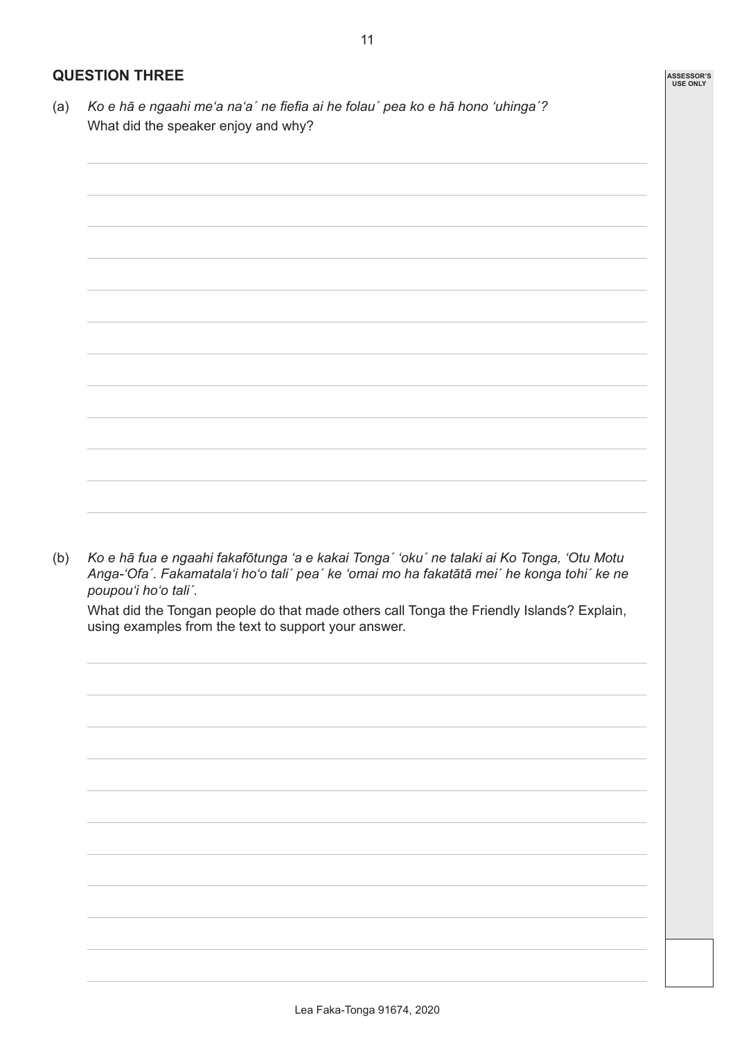## QUESTION THREE

(a) *Ko e hā e ngaahi me'a na'a´ ne fiefia ai he folau´ pea ko e hā hono 'uhinga´?*
What did the speaker enjoy and why?

(b) *Ko e hā fua e ngaahi fakafōtunga 'a e kakai Tonga´ 'oku´ ne talaki ai Ko Tonga, 'Otu Motu Anga-'Ofa´. Fakamatala'i ho'o tali´ pea´ ke 'omai mo ha fakatātā mei´ he konga tohi´ ke ne poupou'i ho'o tali´.*
What did the Tongan people do that made others call Tonga the Friendly Islands? Explain, using examples from the text to support your answer.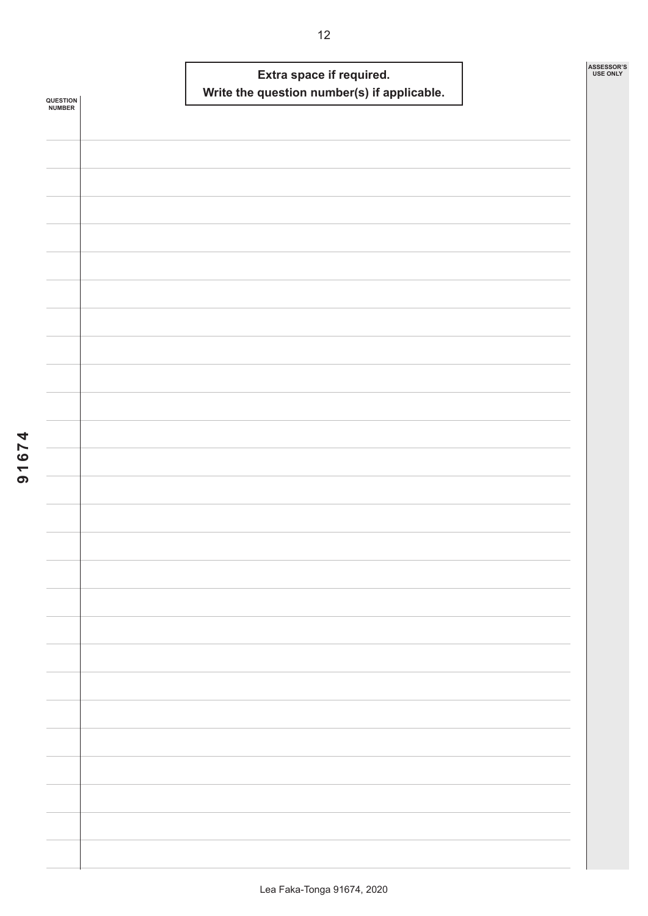**Extra space if required.**
**Write the question number(s) if applicable.**

QUESTION NUMBER

ASSESSOR'S USE ONLY

91674

Lea Faka-Tonga 91674, 2020